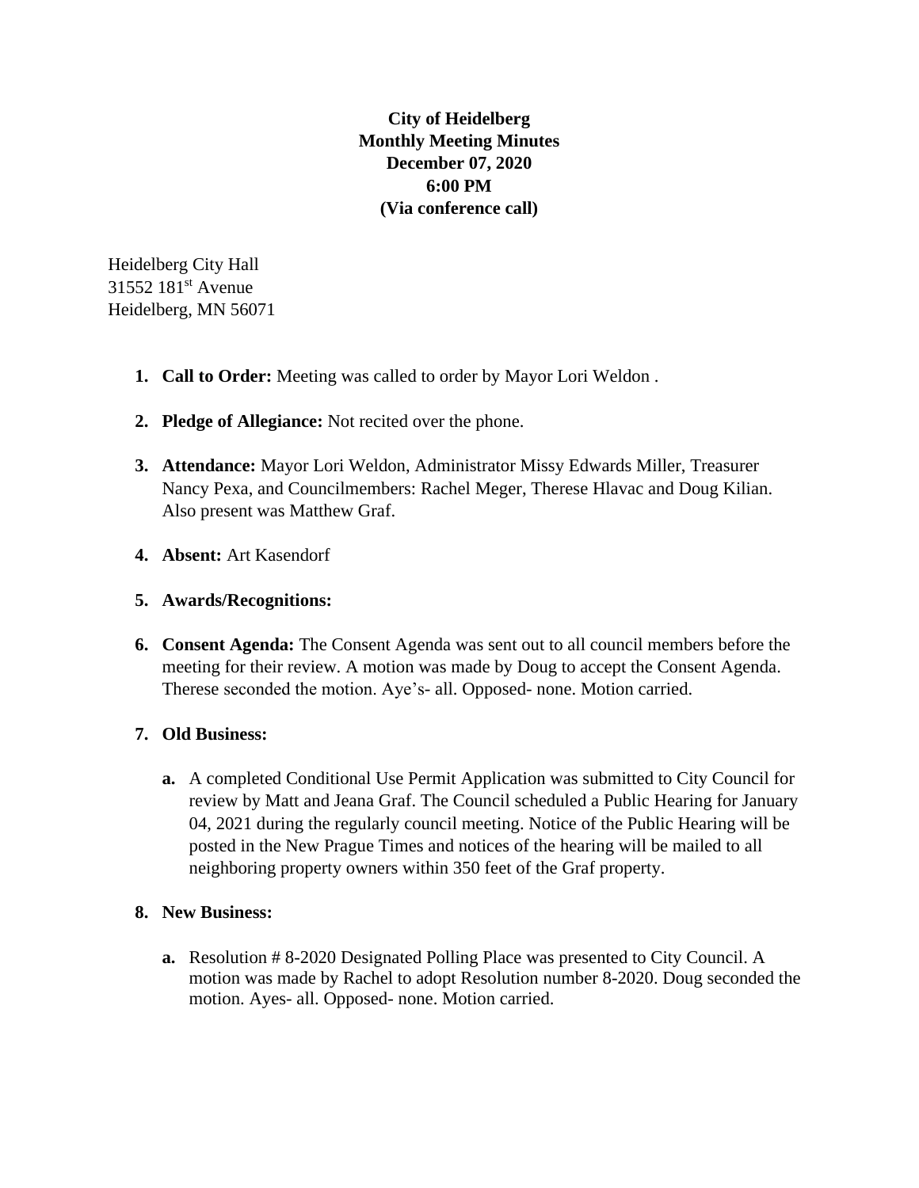**City of Heidelberg**
**Monthly Meeting Minutes**
**December 07, 2020**
**6:00 PM**
**(Via conference call)**

Heidelberg City Hall
31552 181st Avenue
Heidelberg, MN 56071

1. **Call to Order:** Meeting was called to order by Mayor Lori Weldon .

2. **Pledge of Allegiance:** Not recited over the phone.

3. **Attendance:** Mayor Lori Weldon, Administrator Missy Edwards Miller, Treasurer Nancy Pexa, and Councilmembers: Rachel Meger, Therese Hlavac and Doug Kilian. Also present was Matthew Graf.

4. **Absent:** Art Kasendorf

5. **Awards/Recognitions:**

6. **Consent Agenda:** The Consent Agenda was sent out to all council members before the meeting for their review. A motion was made by Doug to accept the Consent Agenda. Therese seconded the motion. Aye's- all. Opposed- none. Motion carried.

7. **Old Business:**

   a. A completed Conditional Use Permit Application was submitted to City Council for review by Matt and Jeana Graf. The Council scheduled a Public Hearing for January 04, 2021 during the regularly council meeting. Notice of the Public Hearing will be posted in the New Prague Times and notices of the hearing will be mailed to all neighboring property owners within 350 feet of the Graf property.

8. **New Business:**

   a. Resolution # 8-2020 Designated Polling Place was presented to City Council. A motion was made by Rachel to adopt Resolution number 8-2020. Doug seconded the motion. Ayes- all. Opposed- none. Motion carried.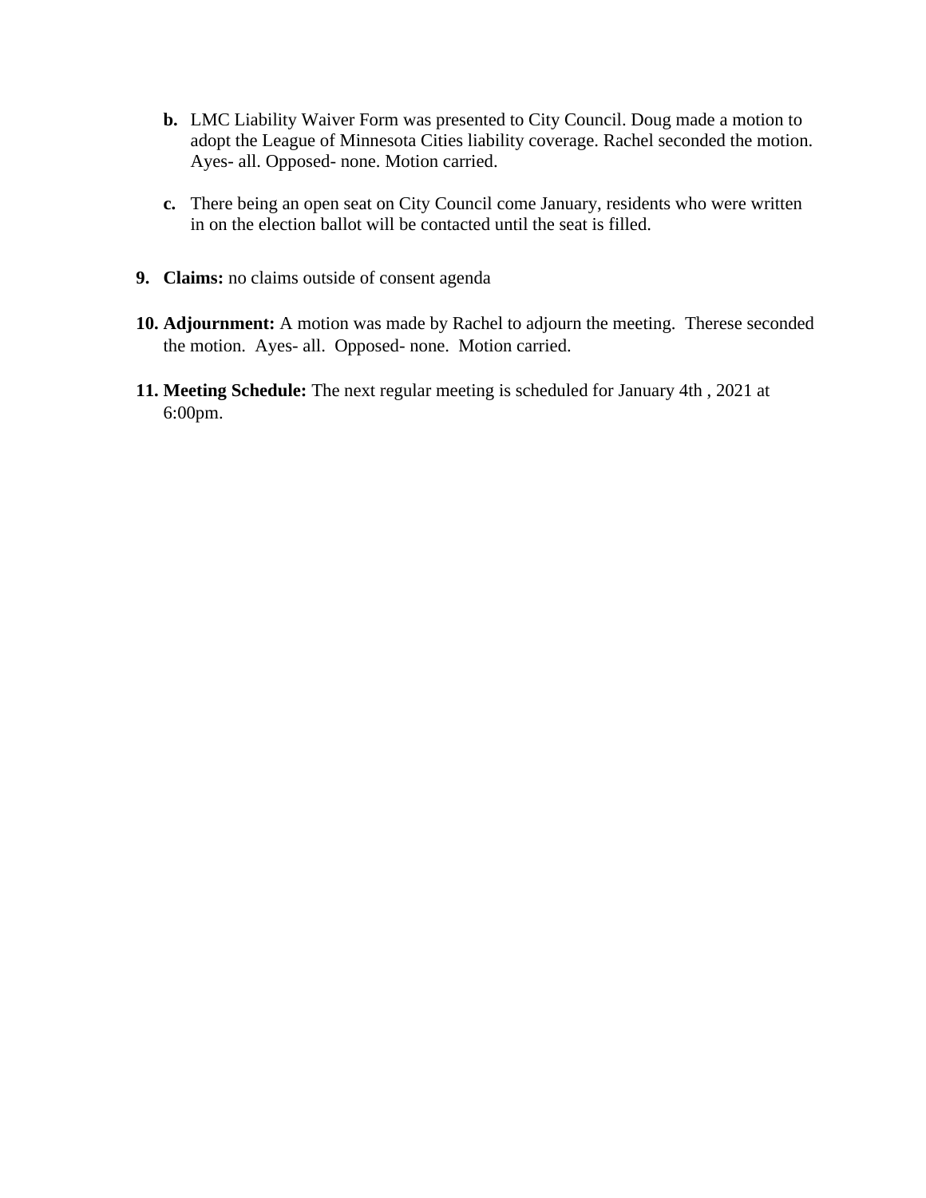b. LMC Liability Waiver Form was presented to City Council. Doug made a motion to adopt the League of Minnesota Cities liability coverage. Rachel seconded the motion. Ayes- all. Opposed- none. Motion carried.

c. There being an open seat on City Council come January, residents who were written in on the election ballot will be contacted until the seat is filled.

9. **Claims:** no claims outside of consent agenda

10. **Adjournment:** A motion was made by Rachel to adjourn the meeting. Therese seconded the motion. Ayes- all. Opposed- none. Motion carried.

11. **Meeting Schedule:** The next regular meeting is scheduled for January 4th , 2021 at 6:00pm.